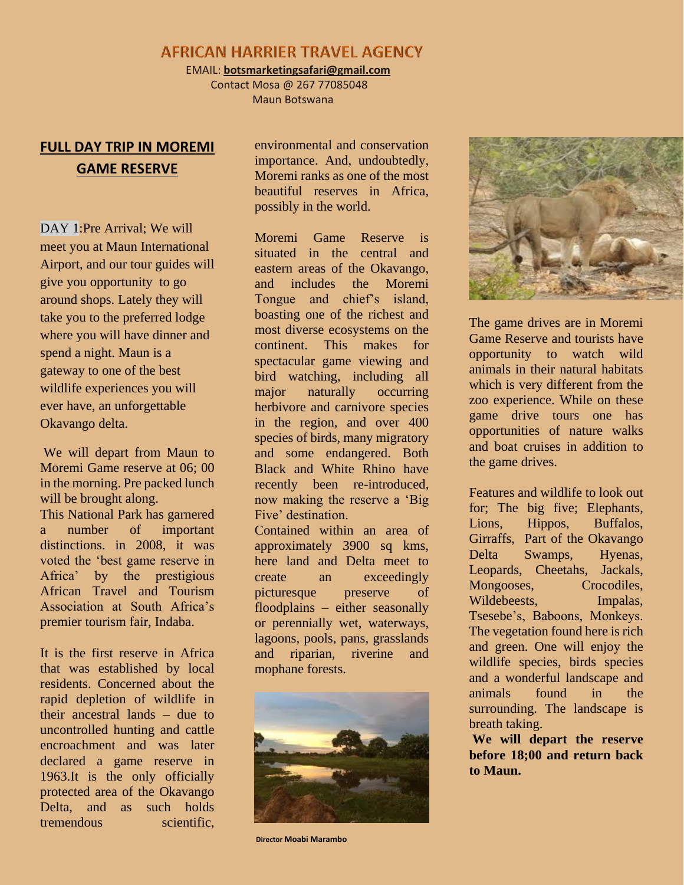# AFRICAN HARRIER TRAVEL AGENCY

EMAIL: **botsmarketingsafari@gmail.com**
Contact Mosa @ 267 77085048
Maun Botswana

## FULL DAY TRIP IN MOREMI GAME RESERVE

DAY 1:Pre Arrival; We will meet you at Maun International Airport, and our tour guides will give you opportunity to go around shops. Lately they will take you to the preferred lodge where you will have dinner and spend a night. Maun is a gateway to one of the best wildlife experiences you will ever have, an unforgettable Okavango delta.

We will depart from Maun to Moremi Game reserve at 06; 00 in the morning. Pre packed lunch will be brought along.

This National Park has garnered a number of important distinctions. in 2008, it was voted the 'best game reserve in Africa' by the prestigious African Travel and Tourism Association at South Africa's premier tourism fair, Indaba.

It is the first reserve in Africa that was established by local residents. Concerned about the rapid depletion of wildlife in their ancestral lands – due to uncontrolled hunting and cattle encroachment and was later declared a game reserve in 1963.It is the only officially protected area of the Okavango Delta, and as such holds tremendous scientific, environmental and conservation importance. And, undoubtedly, Moremi ranks as one of the most beautiful reserves in Africa, possibly in the world.

Moremi Game Reserve is situated in the central and eastern areas of the Okavango, and includes the Moremi Tongue and chief's island, boasting one of the richest and most diverse ecosystems on the continent. This makes for spectacular game viewing and bird watching, including all major naturally occurring herbivore and carnivore species in the region, and over 400 species of birds, many migratory and some endangered. Both Black and White Rhino have recently been re-introduced, now making the reserve a 'Big Five' destination.

Contained within an area of approximately 3900 sq kms, here land and Delta meet to create an exceedingly picturesque preserve of floodplains – either seasonally or perennially wet, waterways, lagoons, pools, pans, grasslands and riparian, riverine and mophane forests.

The game drives are in Moremi Game Reserve and tourists have opportunity to watch wild animals in their natural habitats which is very different from the zoo experience. While on these game drive tours one has opportunities of nature walks and boat cruises in addition to the game drives.

Features and wildlife to look out for; The big five; Elephants, Lions, Hippos, Buffalos, Girraffs, Part of the Okavango Delta Swamps, Hyenas, Leopards, Cheetahs, Jackals, Mongooses, Crocodiles, Wildebeests, Impalas, Tsesebe's, Baboons, Monkeys. The vegetation found here is rich and green. One will enjoy the wildlife species, birds species and a wonderful landscape and animals found in the surrounding. The landscape is breath taking.

**We will depart the reserve before 18;00 and return back to Maun.**

Director **Moabi Marambo**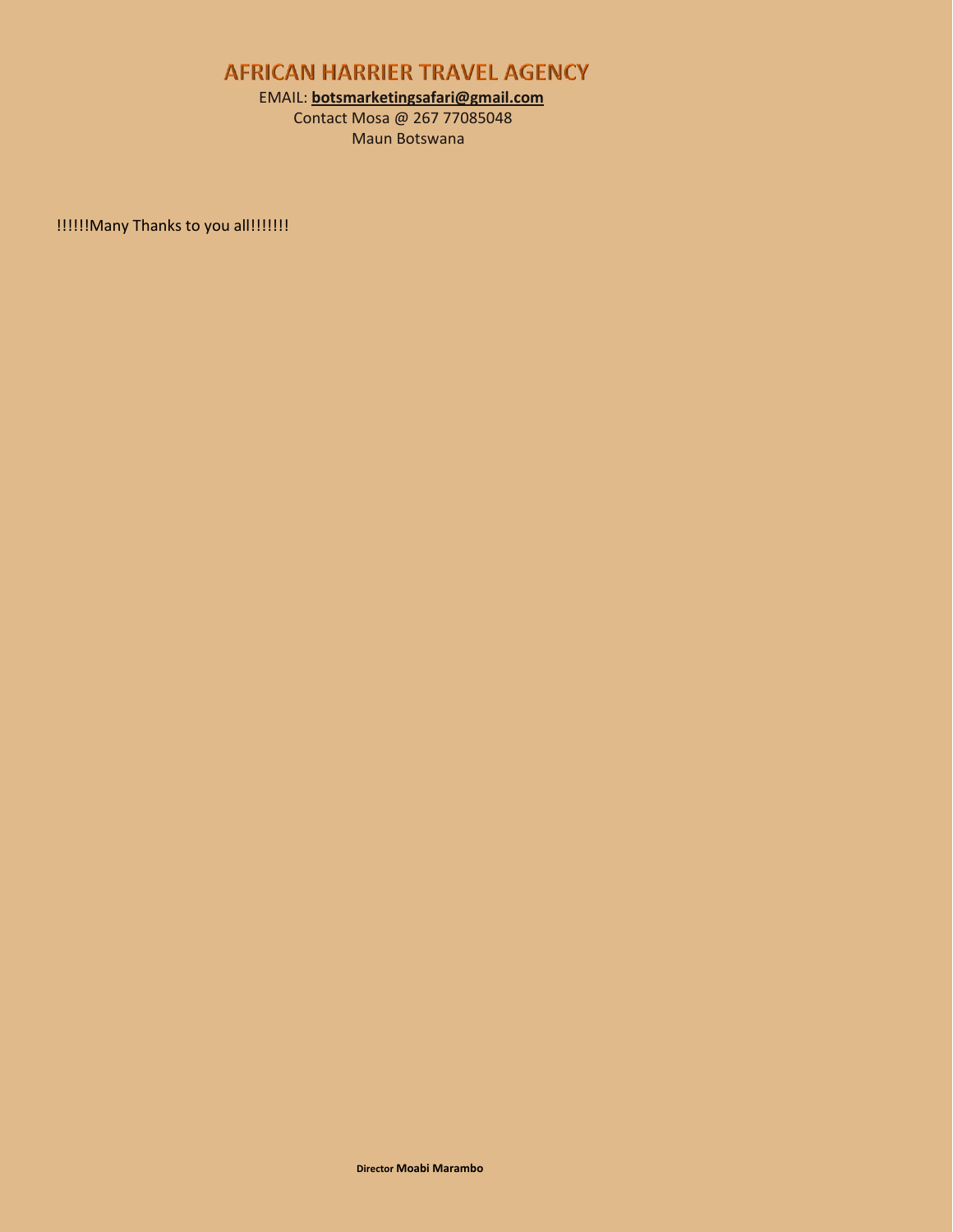# AFRICAN HARRIER TRAVEL AGENCY

EMAIL: **botsmarketingsafari@gmail.com**
Contact Mosa @ 267 77085048
Maun Botswana

!!!!!!Many Thanks to you all!!!!!!!

Director **Moabi Marambo**